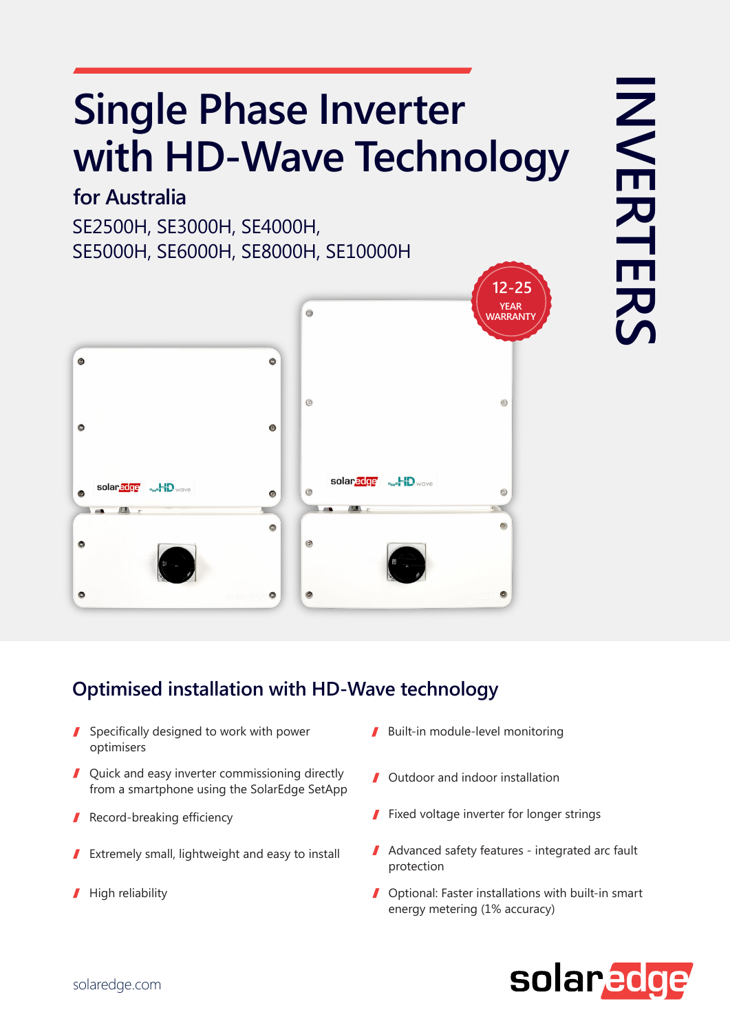# Single Phase Inverter with HD-Wave Technology

## for Australia

SE2500H, SE3000H, SE4000H, SE5000H, SE6000H, SE8000H, SE10000H

12-25 YEAR WARRANTY

INVERTERS

## Optimised installation with HD-Wave technology

- Specifically designed to work with power optimisers
- Quick and easy inverter commissioning directly from a smartphone using the SolarEdge SetApp
- Record-breaking efficiency
- Extremely small, lightweight and easy to install
- High reliability
- Built-in module-level monitoring
- Outdoor and indoor installation
- Fixed voltage inverter for longer strings
- Advanced safety features - integrated arc fault protection
- Optional: Faster installations with built-in smart energy metering (1% accuracy)

solaredge.com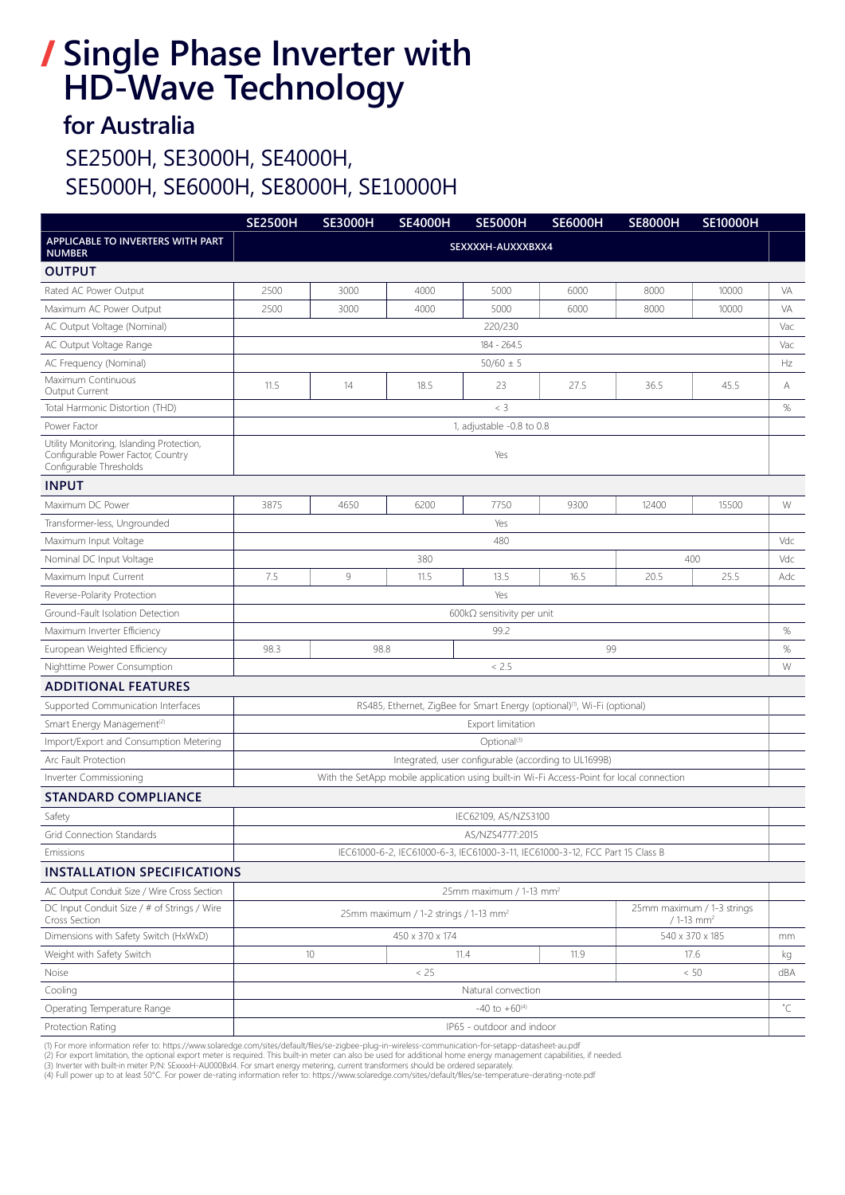# / Single Phase Inverter with HD-Wave Technology

## for Australia

### SE2500H, SE3000H, SE4000H, SE5000H, SE6000H, SE8000H, SE10000H

| | SE2500H | SE3000H | SE4000H | SE5000H | SE6000H | SE8000H | SE10000H | |
|---|---|---|---|---|---|---|---|---|
| **APPLICABLE TO INVERTERS WITH PART NUMBER** | SEXXXXH-AUXXXBXX4 | | | | | | | |
| **OUTPUT** | | | | | | | | |
| Rated AC Power Output | 2500 | 3000 | 4000 | 5000 | 6000 | 8000 | 10000 | VA |
| Maximum AC Power Output | 2500 | 3000 | 4000 | 5000 | 6000 | 8000 | 10000 | VA |
| AC Output Voltage (Nominal) | 220/230 | | | | | | | Vac |
| AC Output Voltage Range | 184 - 264.5 | | | | | | | Vac |
| AC Frequency (Nominal) | 50/60 ± 5 | | | | | | | Hz |
| Maximum Continuous Output Current | 11.5 | 14 | 18.5 | 23 | 27.5 | 36.5 | 45.5 | A |
| Total Harmonic Distortion (THD) | < 3 | | | | | | | % |
| Power Factor | 1, adjustable -0.8 to 0.8 | | | | | | | |
| Utility Monitoring, Islanding Protection, Configurable Power Factor, Country Configurable Thresholds | Yes | | | | | | | |
| **INPUT** | | | | | | | | |
| Maximum DC Power | 3875 | 4650 | 6200 | 7750 | 9300 | 12400 | 15500 | W |
| Transformer-less, Ungrounded | Yes | | | | | | | |
| Maximum Input Voltage | 480 | | | | | | | Vdc |
| Nominal DC Input Voltage | 380 | | | | | 400 | | Vdc |
| Maximum Input Current | 7.5 | 9 | 11.5 | 13.5 | 16.5 | 20.5 | 25.5 | Adc |
| Reverse-Polarity Protection | Yes | | | | | | | |
| Ground-Fault Isolation Detection | 600kΩ sensitivity per unit | | | | | | | |
| Maximum Inverter Efficiency | 99.2 | | | | | | | % |
| European Weighted Efficiency | 98.3 | 98.8 | | 99 | | | | % |
| Nighttime Power Consumption | < 2.5 | | | | | | | W |
| **ADDITIONAL FEATURES** | | | | | | | | |
| Supported Communication Interfaces | RS485, Ethernet, ZigBee for Smart Energy (optional)[1], Wi-Fi (optional) | | | | | | | |
| Smart Energy Management[2] | Export limitation | | | | | | | |
| Import/Export and Consumption Metering | Optional[3] | | | | | | | |
| Arc Fault Protection | Integrated, user configurable (according to UL1699B) | | | | | | | |
| Inverter Commissioning | With the SetApp mobile application using built-in Wi-Fi Access-Point for local connection | | | | | | | |
| **STANDARD COMPLIANCE** | | | | | | | | |
| Safety | IEC62109, AS/NZS3100 | | | | | | | |
| Grid Connection Standards | AS/NZS4777:2015 | | | | | | | |
| Emissions | IEC61000-6-2, IEC61000-6-3, IEC61000-3-11, IEC61000-3-12, FCC Part 15 Class B | | | | | | | |
| **INSTALLATION SPECIFICATIONS** | | | | | | | | |
| AC Output Conduit Size / Wire Cross Section | 25mm maximum / 1-13 mm² | | | | | | | |
| DC Input Conduit Size / # of Strings / Wire Cross Section | 25mm maximum / 1-2 strings / 1-13 mm² | | | | | 25mm maximum / 1-3 strings / 1-13 mm² | | |
| Dimensions with Safety Switch (HxWxD) | 450 x 370 x 174 | | | | | 540 x 370 x 185 | | mm |
| Weight with Safety Switch | 10 | | 11.4 | | 11.9 | 17.6 | | kg |
| Noise | < 25 | | | | | < 50 | | dBA |
| Cooling | Natural convection | | | | | | | |
| Operating Temperature Range | -40 to +60[4] | | | | | | | ˚C |
| Protection Rating | IP65 - outdoor and indoor | | | | | | | |

(1) For more information refer to: https://www.solaredge.com/sites/default/files/se-zigbee-plug-in-wireless-communication-for-setapp-datasheet-au.pdf
(2) For export limitation, the optional export meter is required. This built-in meter can also be used for additional home energy management capabilities, if needed.
(3) Inverter with built-in meter P/N: SExxxxH-AU000BxI4. For smart energy metering, current transformers should be ordered separately.
(4) Full power up to at least 50°C. For power de-rating information refer to: https://www.solaredge.com/sites/default/files/se-temperature-derating-note.pdf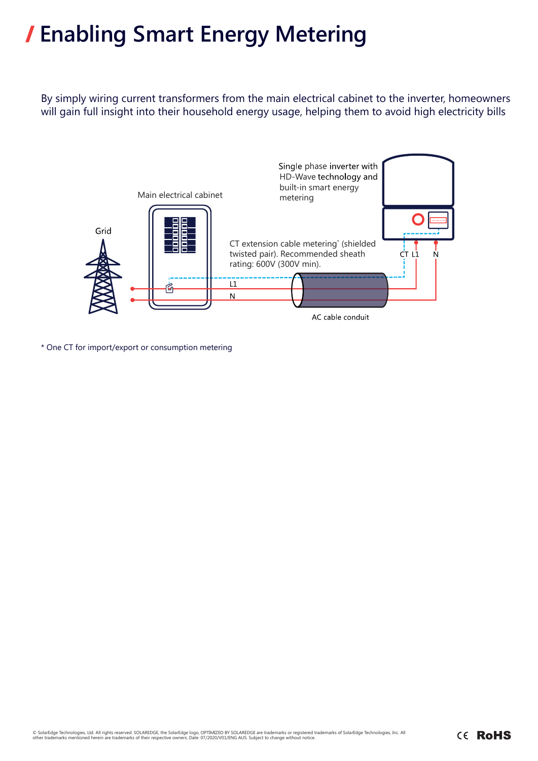# / Enabling Smart Energy Metering

By simply wiring current transformers from the main electrical cabinet to the inverter, homeowners will gain full insight into their household energy usage, helping them to avoid high electricity bills

Main electrical cabinet

Single phase inverter with HD-Wave technology and built-in smart energy metering

Grid

CT extension cable metering* (shielded twisted pair). Recommended sheath rating: 600V (300V min).

CT L1 N

L1

N

AC cable conduit

* One CT for import/export or consumption metering

© SolarEdge Technologies, Ltd. All rights reserved. SOLAREDGE, the SolarEdge logo, OPTIMIZED BY SOLAREDGE are trademarks or registered trademarks of SolarEdge Technologies, Inc. All other trademarks mentioned herein are trademarks of their respective owners. Date: 07/2020/V01/ENG AUS. Subject to change without notice.

CE RoHS